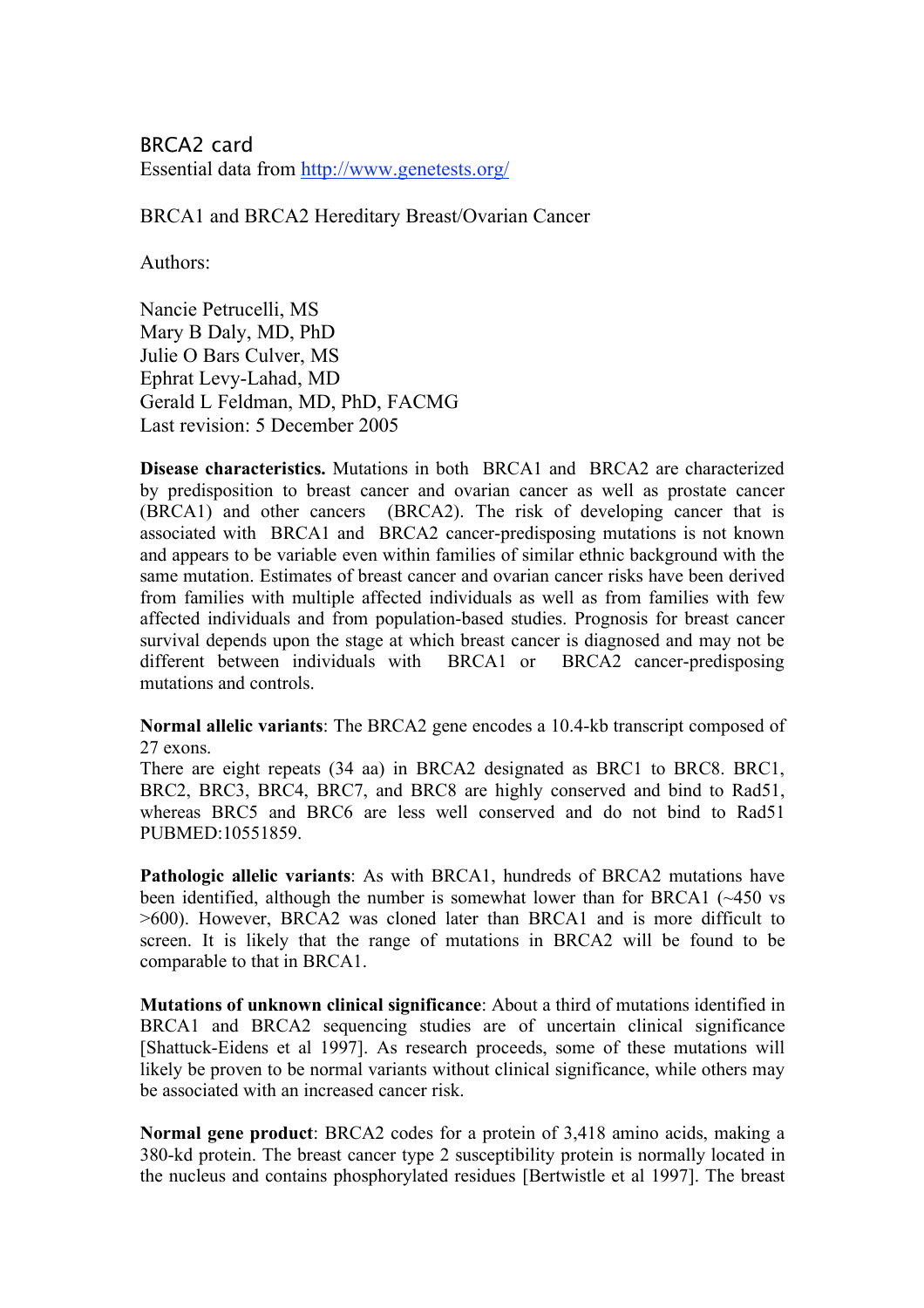# BRCA2 card

Essential data from http://www.genetests.org/

BRCA1 and BRCA2 Hereditary Breast/Ovarian Cancer

Authors:

Nancie Petrucelli, MS
Mary B Daly, MD, PhD
Julie O Bars Culver, MS
Ephrat Levy-Lahad, MD
Gerald L Feldman, MD, PhD, FACMG
Last revision: 5 December 2005

**Disease characteristics.** Mutations in both BRCA1 and BRCA2 are characterized by predisposition to breast cancer and ovarian cancer as well as prostate cancer (BRCA1) and other cancers (BRCA2). The risk of developing cancer that is associated with BRCA1 and BRCA2 cancer-predisposing mutations is not known and appears to be variable even within families of similar ethnic background with the same mutation. Estimates of breast cancer and ovarian cancer risks have been derived from families with multiple affected individuals as well as from families with few affected individuals and from population-based studies. Prognosis for breast cancer survival depends upon the stage at which breast cancer is diagnosed and may not be different between individuals with BRCA1 or BRCA2 cancer-predisposing mutations and controls.

**Normal allelic variants**: The BRCA2 gene encodes a 10.4-kb transcript composed of 27 exons.
There are eight repeats (34 aa) in BRCA2 designated as BRC1 to BRC8. BRC1, BRC2, BRC3, BRC4, BRC7, and BRC8 are highly conserved and bind to Rad51, whereas BRC5 and BRC6 are less well conserved and do not bind to Rad51 PUBMED:10551859.

**Pathologic allelic variants**: As with BRCA1, hundreds of BRCA2 mutations have been identified, although the number is somewhat lower than for BRCA1 (~450 vs >600). However, BRCA2 was cloned later than BRCA1 and is more difficult to screen. It is likely that the range of mutations in BRCA2 will be found to be comparable to that in BRCA1.

**Mutations of unknown clinical significance**: About a third of mutations identified in BRCA1 and BRCA2 sequencing studies are of uncertain clinical significance [Shattuck-Eidens et al 1997]. As research proceeds, some of these mutations will likely be proven to be normal variants without clinical significance, while others may be associated with an increased cancer risk.

**Normal gene product**: BRCA2 codes for a protein of 3,418 amino acids, making a 380-kd protein. The breast cancer type 2 susceptibility protein is normally located in the nucleus and contains phosphorylated residues [Bertwistle et al 1997]. The breast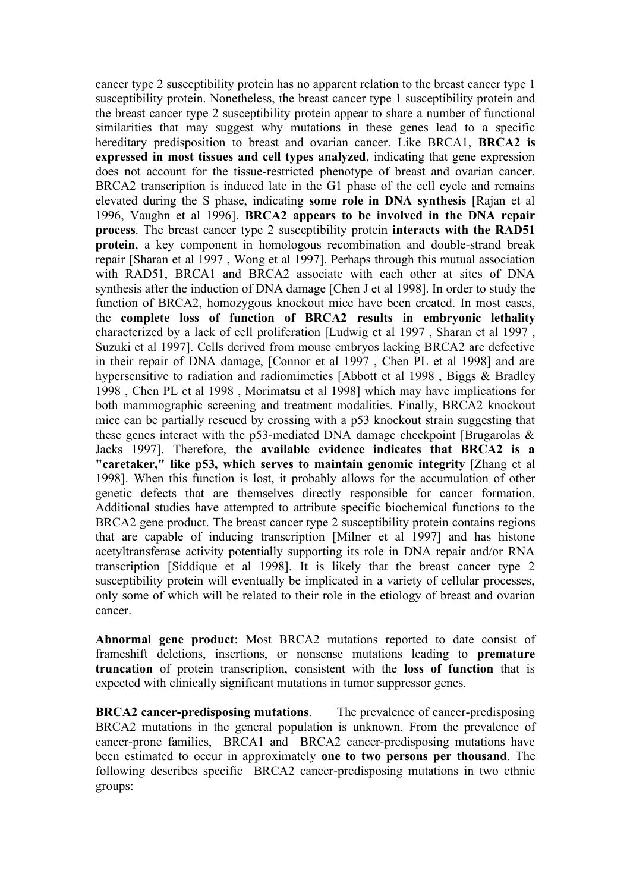cancer type 2 susceptibility protein has no apparent relation to the breast cancer type 1 susceptibility protein. Nonetheless, the breast cancer type 1 susceptibility protein and the breast cancer type 2 susceptibility protein appear to share a number of functional similarities that may suggest why mutations in these genes lead to a specific hereditary predisposition to breast and ovarian cancer. Like BRCA1, **BRCA2 is expressed in most tissues and cell types analyzed**, indicating that gene expression does not account for the tissue-restricted phenotype of breast and ovarian cancer. BRCA2 transcription is induced late in the G1 phase of the cell cycle and remains elevated during the S phase, indicating **some role in DNA synthesis** [Rajan et al 1996, Vaughn et al 1996]. **BRCA2 appears to be involved in the DNA repair process**. The breast cancer type 2 susceptibility protein **interacts with the RAD51 protein**, a key component in homologous recombination and double-strand break repair [Sharan et al 1997 , Wong et al 1997]. Perhaps through this mutual association with RAD51, BRCA1 and BRCA2 associate with each other at sites of DNA synthesis after the induction of DNA damage [Chen J et al 1998]. In order to study the function of BRCA2, homozygous knockout mice have been created. In most cases, the **complete loss of function of BRCA2 results in embryonic lethality** characterized by a lack of cell proliferation [Ludwig et al 1997 , Sharan et al 1997 , Suzuki et al 1997]. Cells derived from mouse embryos lacking BRCA2 are defective in their repair of DNA damage, [Connor et al 1997 , Chen PL et al 1998] and are hypersensitive to radiation and radiomimetics [Abbott et al 1998 , Biggs & Bradley 1998 , Chen PL et al 1998 , Morimatsu et al 1998] which may have implications for both mammographic screening and treatment modalities. Finally, BRCA2 knockout mice can be partially rescued by crossing with a p53 knockout strain suggesting that these genes interact with the p53-mediated DNA damage checkpoint [Brugarolas & Jacks 1997]. Therefore, **the available evidence indicates that BRCA2 is a "caretaker," like p53, which serves to maintain genomic integrity** [Zhang et al 1998]. When this function is lost, it probably allows for the accumulation of other genetic defects that are themselves directly responsible for cancer formation. Additional studies have attempted to attribute specific biochemical functions to the BRCA2 gene product. The breast cancer type 2 susceptibility protein contains regions that are capable of inducing transcription [Milner et al 1997] and has histone acetyltransferase activity potentially supporting its role in DNA repair and/or RNA transcription [Siddique et al 1998]. It is likely that the breast cancer type 2 susceptibility protein will eventually be implicated in a variety of cellular processes, only some of which will be related to their role in the etiology of breast and ovarian cancer.

**Abnormal gene product**: Most BRCA2 mutations reported to date consist of frameshift deletions, insertions, or nonsense mutations leading to **premature truncation** of protein transcription, consistent with the **loss of function** that is expected with clinically significant mutations in tumor suppressor genes.

**BRCA2 cancer-predisposing mutations**. The prevalence of cancer-predisposing BRCA2 mutations in the general population is unknown. From the prevalence of cancer-prone families, BRCA1 and BRCA2 cancer-predisposing mutations have been estimated to occur in approximately **one to two persons per thousand**. The following describes specific BRCA2 cancer-predisposing mutations in two ethnic groups: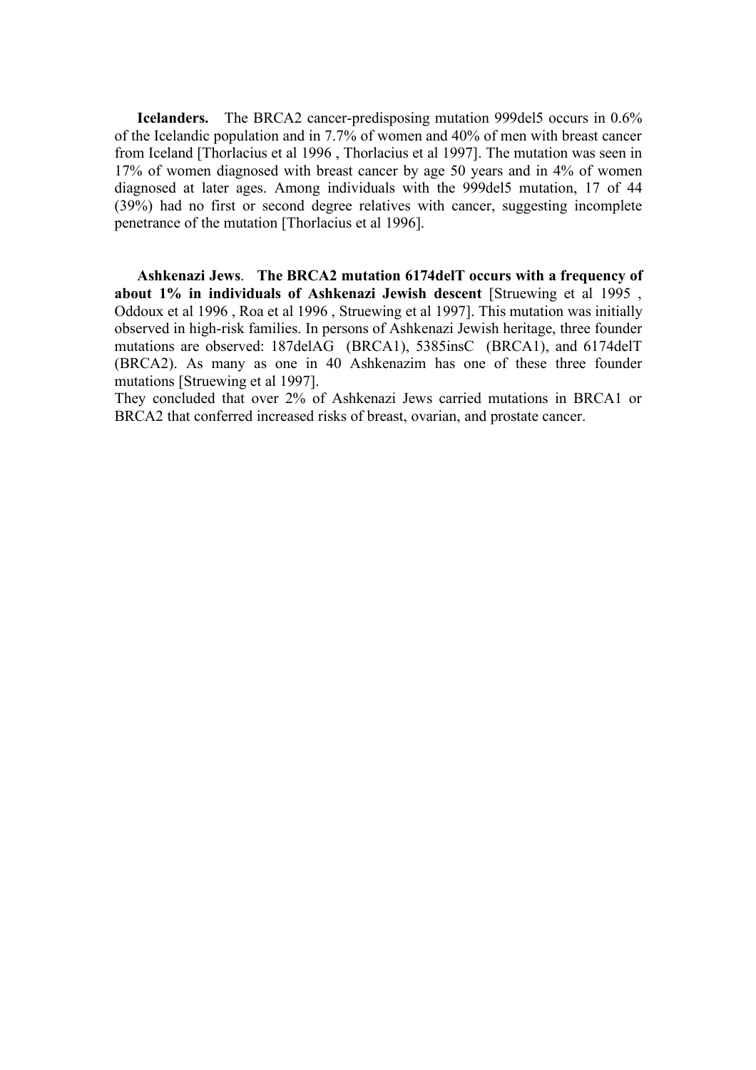**Icelanders.** The BRCA2 cancer-predisposing mutation 999del5 occurs in 0.6% of the Icelandic population and in 7.7% of women and 40% of men with breast cancer from Iceland [Thorlacius et al 1996 , Thorlacius et al 1997]. The mutation was seen in 17% of women diagnosed with breast cancer by age 50 years and in 4% of women diagnosed at later ages. Among individuals with the 999del5 mutation, 17 of 44 (39%) had no first or second degree relatives with cancer, suggesting incomplete penetrance of the mutation [Thorlacius et al 1996].

**Ashkenazi Jews**. **The BRCA2 mutation 6174delT occurs with a frequency of about 1% in individuals of Ashkenazi Jewish descent** [Struewing et al 1995 , Oddoux et al 1996 , Roa et al 1996 , Struewing et al 1997]. This mutation was initially observed in high-risk families. In persons of Ashkenazi Jewish heritage, three founder mutations are observed: 187delAG (BRCA1), 5385insC (BRCA1), and 6174delT (BRCA2). As many as one in 40 Ashkenazim has one of these three founder mutations [Struewing et al 1997].
They concluded that over 2% of Ashkenazi Jews carried mutations in BRCA1 or BRCA2 that conferred increased risks of breast, ovarian, and prostate cancer.